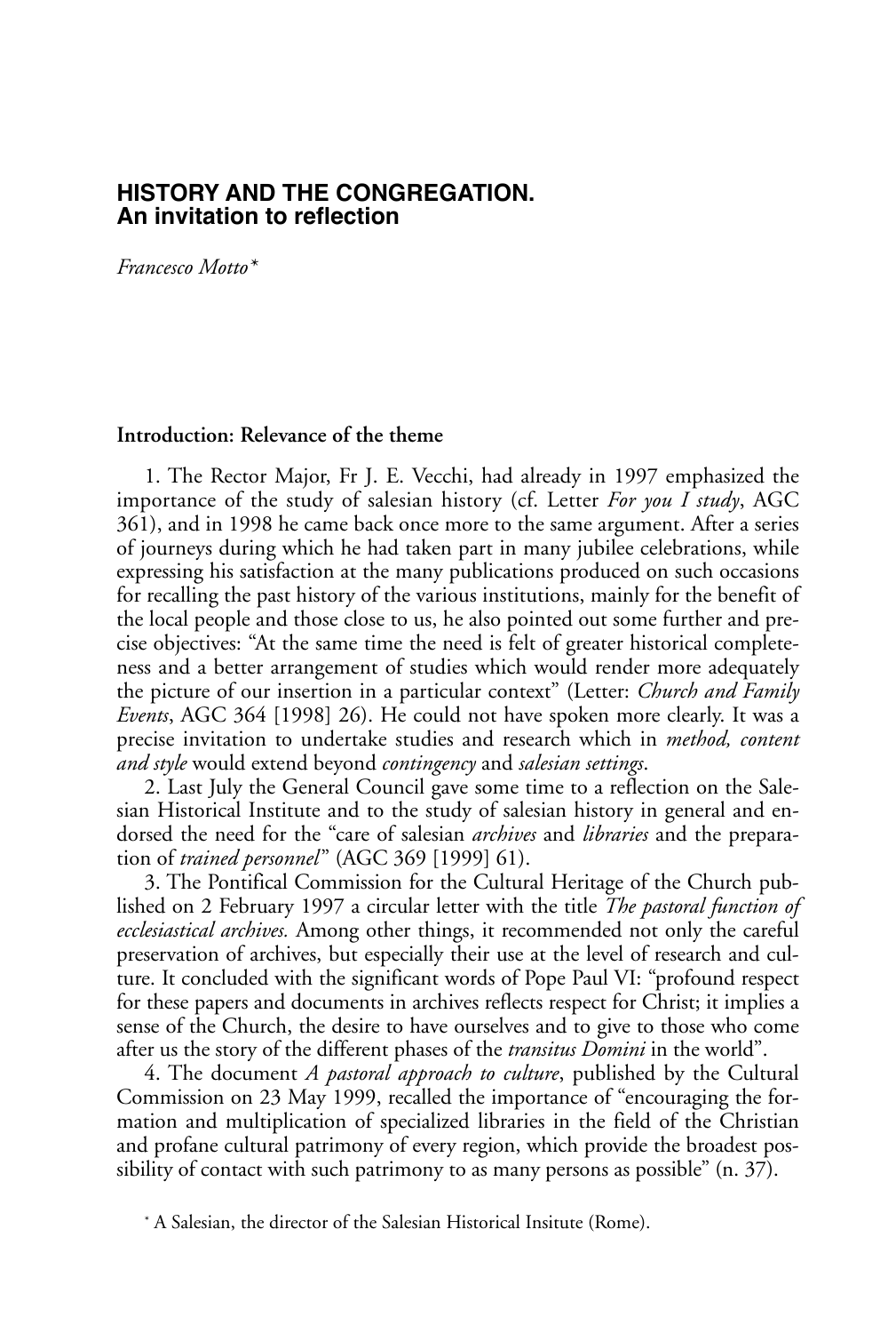# HISTORY AND THE CONGREGATION.
## An invitation to reflection

*Francesco Motto**

### Introduction: Relevance of the theme

1. The Rector Major, Fr J. E. Vecchi, had already in 1997 emphasized the importance of the study of salesian history (cf. Letter *For you I study*, AGC 361), and in 1998 he came back once more to the same argument. After a series of journeys during which he had taken part in many jubilee celebrations, while expressing his satisfaction at the many publications produced on such occasions for recalling the past history of the various institutions, mainly for the benefit of the local people and those close to us, he also pointed out some further and precise objectives: "At the same time the need is felt of greater historical completeness and a better arrangement of studies which would render more adequately the picture of our insertion in a particular context" (Letter: *Church and Family Events*, AGC 364 [1998] 26). He could not have spoken more clearly. It was a precise invitation to undertake studies and research which in *method, content and style* would extend beyond *contingency* and *salesian settings*.

2. Last July the General Council gave some time to a reflection on the Salesian Historical Institute and to the study of salesian history in general and endorsed the need for the "care of salesian *archives* and *libraries* and the preparation of *trained personnel*" (AGC 369 [1999] 61).

3. The Pontifical Commission for the Cultural Heritage of the Church published on 2 February 1997 a circular letter with the title *The pastoral function of ecclesiastical archives.* Among other things, it recommended not only the careful preservation of archives, but especially their use at the level of research and culture. It concluded with the significant words of Pope Paul VI: "profound respect for these papers and documents in archives reflects respect for Christ; it implies a sense of the Church, the desire to have ourselves and to give to those who come after us the story of the different phases of the *transitus Domini* in the world".

4. The document *A pastoral approach to culture*, published by the Cultural Commission on 23 May 1999, recalled the importance of "encouraging the formation and multiplication of specialized libraries in the field of the Christian and profane cultural patrimony of every region, which provide the broadest possibility of contact with such patrimony to as many persons as possible" (n. 37).

* A Salesian, the director of the Salesian Historical Insitute (Rome).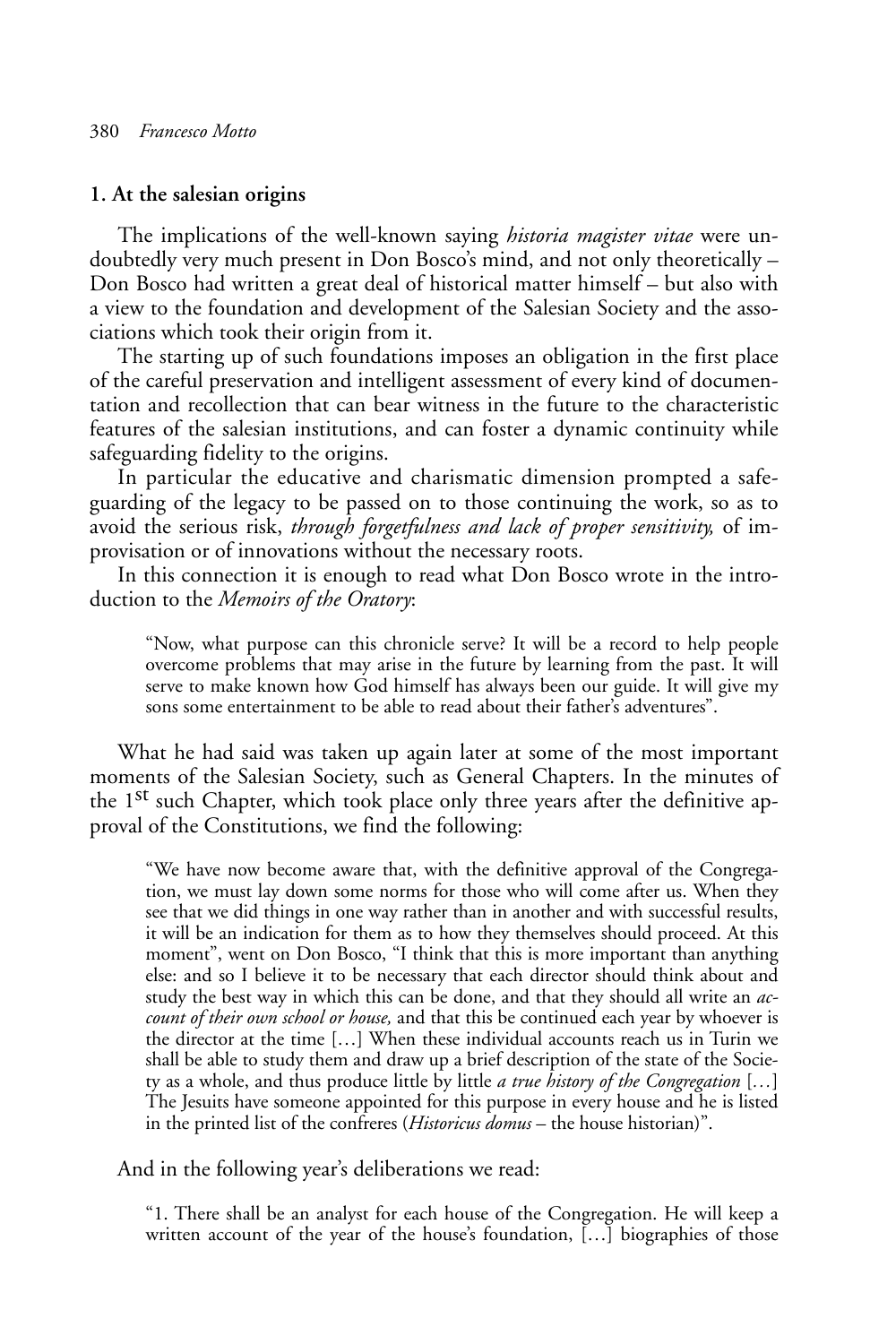## 1. At the salesian origins

The implications of the well-known saying *historia magister vitae* were undoubtedly very much present in Don Bosco's mind, and not only theoretically – Don Bosco had written a great deal of historical matter himself – but also with a view to the foundation and development of the Salesian Society and the associations which took their origin from it.

The starting up of such foundations imposes an obligation in the first place of the careful preservation and intelligent assessment of every kind of documentation and recollection that can bear witness in the future to the characteristic features of the salesian institutions, and can foster a dynamic continuity while safeguarding fidelity to the origins.

In particular the educative and charismatic dimension prompted a safeguarding of the legacy to be passed on to those continuing the work, so as to avoid the serious risk, *through forgetfulness and lack of proper sensitivity,* of improvisation or of innovations without the necessary roots.

In this connection it is enough to read what Don Bosco wrote in the introduction to the *Memoirs of the Oratory*:

> "Now, what purpose can this chronicle serve? It will be a record to help people overcome problems that may arise in the future by learning from the past. It will serve to make known how God himself has always been our guide. It will give my sons some entertainment to be able to read about their father's adventures".

What he had said was taken up again later at some of the most important moments of the Salesian Society, such as General Chapters. In the minutes of the 1st such Chapter, which took place only three years after the definitive approval of the Constitutions, we find the following:

> "We have now become aware that, with the definitive approval of the Congregation, we must lay down some norms for those who will come after us. When they see that we did things in one way rather than in another and with successful results, it will be an indication for them as to how they themselves should proceed. At this moment", went on Don Bosco, "I think that this is more important than anything else: and so I believe it to be necessary that each director should think about and study the best way in which this can be done, and that they should all write an *account of their own school or house,* and that this be continued each year by whoever is the director at the time […] When these individual accounts reach us in Turin we shall be able to study them and draw up a brief description of the state of the Society as a whole, and thus produce little by little *a true history of the Congregation* […] The Jesuits have someone appointed for this purpose in every house and he is listed in the printed list of the confreres (*Historicus domus* – the house historian)".

And in the following year's deliberations we read:

> "1. There shall be an analyst for each house of the Congregation. He will keep a written account of the year of the house's foundation, […] biographies of those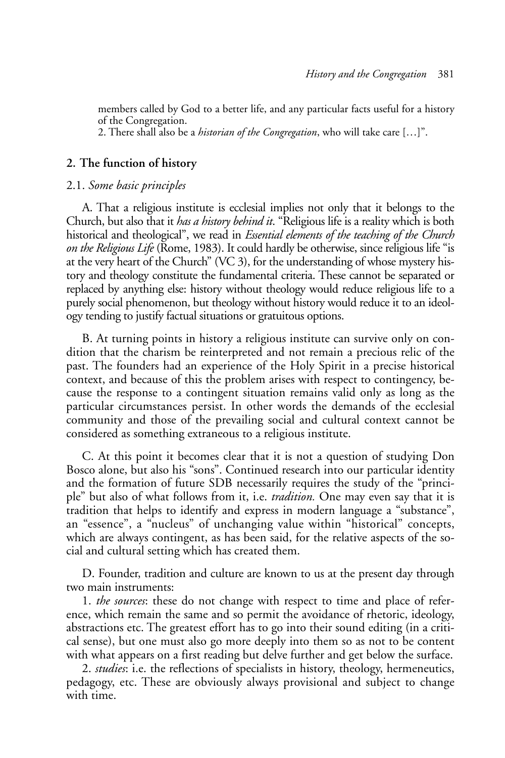members called by God to a better life, and any particular facts useful for a history of the Congregation.
2. There shall also be a *historian of the Congregation*, who will take care […]".

## 2. The function of history

### 2.1. *Some basic principles*

A. That a religious institute is ecclesial implies not only that it belongs to the Church, but also that it *has a history behind it*. "Religious life is a reality which is both historical and theological", we read in *Essential elements of the teaching of the Church on the Religious Life* (Rome, 1983). It could hardly be otherwise, since religious life "is at the very heart of the Church" (VC 3), for the understanding of whose mystery history and theology constitute the fundamental criteria. These cannot be separated or replaced by anything else: history without theology would reduce religious life to a purely social phenomenon, but theology without history would reduce it to an ideology tending to justify factual situations or gratuitous options.

B. At turning points in history a religious institute can survive only on condition that the charism be reinterpreted and not remain a precious relic of the past. The founders had an experience of the Holy Spirit in a precise historical context, and because of this the problem arises with respect to contingency, because the response to a contingent situation remains valid only as long as the particular circumstances persist. In other words the demands of the ecclesial community and those of the prevailing social and cultural context cannot be considered as something extraneous to a religious institute.

C. At this point it becomes clear that it is not a question of studying Don Bosco alone, but also his "sons". Continued research into our particular identity and the formation of future SDB necessarily requires the study of the "principle" but also of what follows from it, i.e. *tradition.* One may even say that it is tradition that helps to identify and express in modern language a "substance", an "essence", a "nucleus" of unchanging value within "historical" concepts, which are always contingent, as has been said, for the relative aspects of the social and cultural setting which has created them.

D. Founder, tradition and culture are known to us at the present day through two main instruments:

1. *the sources*: these do not change with respect to time and place of reference, which remain the same and so permit the avoidance of rhetoric, ideology, abstractions etc. The greatest effort has to go into their sound editing (in a critical sense), but one must also go more deeply into them so as not to be content with what appears on a first reading but delve further and get below the surface.

2. *studies*: i.e. the reflections of specialists in history, theology, hermeneutics, pedagogy, etc. These are obviously always provisional and subject to change with time.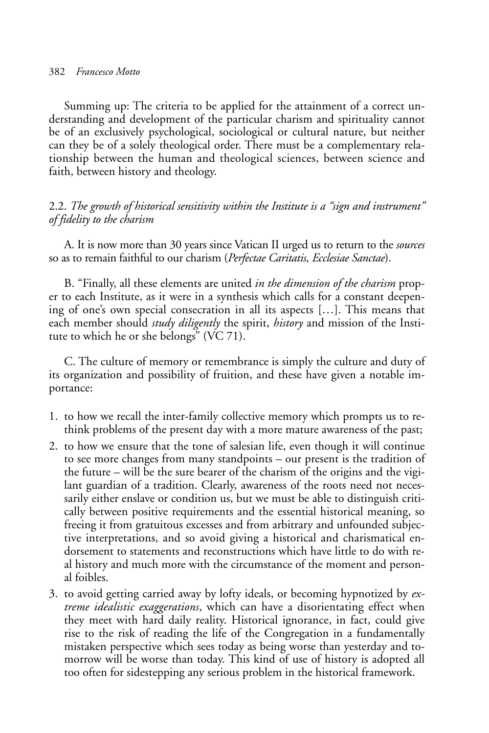Summing up: The criteria to be applied for the attainment of a correct understanding and development of the particular charism and spirituality cannot be of an exclusively psychological, sociological or cultural nature, but neither can they be of a solely theological order. There must be a complementary relationship between the human and theological sciences, between science and faith, between history and theology.

### 2.2. *The growth of historical sensitivity within the Institute is a "sign and instrument" of fidelity to the charism*

A. It is now more than 30 years since Vatican II urged us to return to the *sources* so as to remain faithful to our charism (*Perfectae Caritatis, Ecclesiae Sanctae*).

B. "Finally, all these elements are united *in the dimension of the charism* proper to each Institute, as it were in a synthesis which calls for a constant deepening of one's own special consecration in all its aspects […]. This means that each member should *study diligently* the spirit, *history* and mission of the Institute to which he or she belongs" (VC 71).

C. The culture of memory or remembrance is simply the culture and duty of its organization and possibility of fruition, and these have given a notable importance:

1. to how we recall the inter-family collective memory which prompts us to rethink problems of the present day with a more mature awareness of the past;
2. to how we ensure that the tone of salesian life, even though it will continue to see more changes from many standpoints – our present is the tradition of the future – will be the sure bearer of the charism of the origins and the vigilant guardian of a tradition. Clearly, awareness of the roots need not necessarily either enslave or condition us, but we must be able to distinguish critically between positive requirements and the essential historical meaning, so freeing it from gratuitous excesses and from arbitrary and unfounded subjective interpretations, and so avoid giving a historical and charismatical endorsement to statements and reconstructions which have little to do with real history and much more with the circumstance of the moment and personal foibles.
3. to avoid getting carried away by lofty ideals, or becoming hypnotized by *extreme idealistic exaggerations*, which can have a disorientating effect when they meet with hard daily reality. Historical ignorance, in fact, could give rise to the risk of reading the life of the Congregation in a fundamentally mistaken perspective which sees today as being worse than yesterday and tomorrow will be worse than today. This kind of use of history is adopted all too often for sidestepping any serious problem in the historical framework.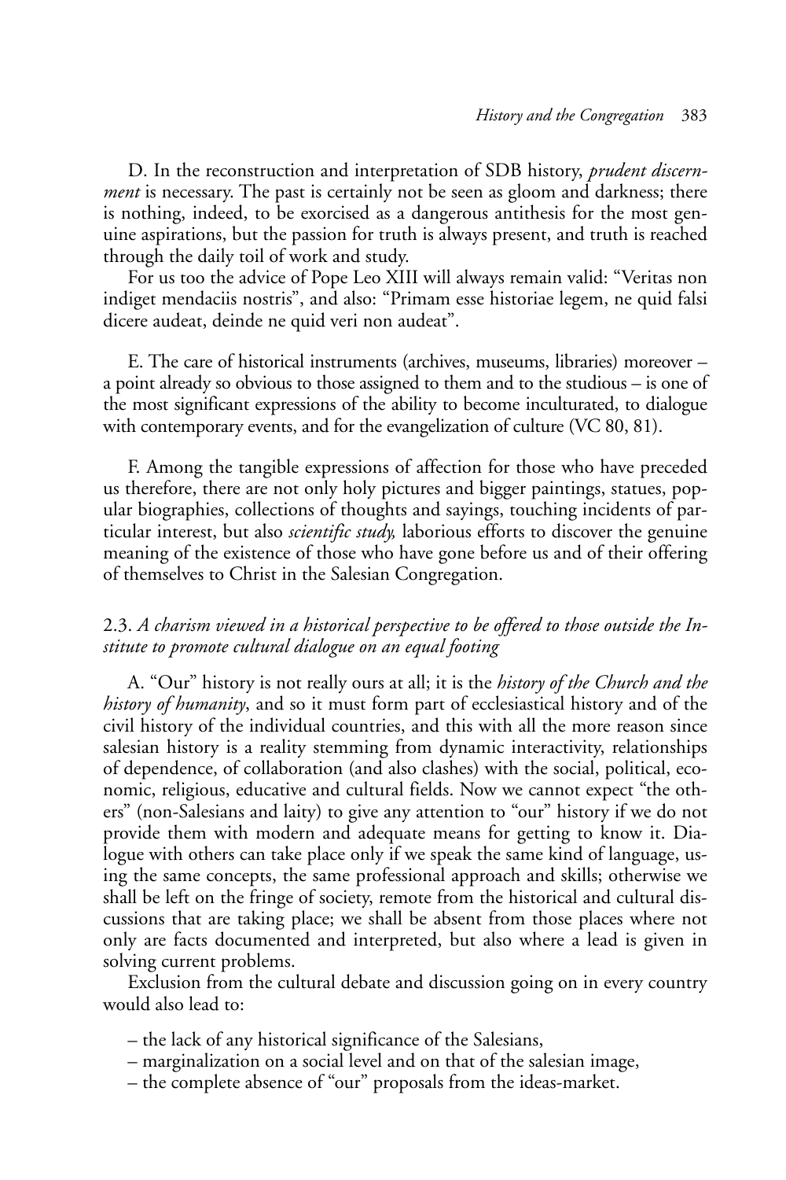D. In the reconstruction and interpretation of SDB history, *prudent discernment* is necessary. The past is certainly not be seen as gloom and darkness; there is nothing, indeed, to be exorcised as a dangerous antithesis for the most genuine aspirations, but the passion for truth is always present, and truth is reached through the daily toil of work and study.

For us too the advice of Pope Leo XIII will always remain valid: "Veritas non indiget mendaciis nostris", and also: "Primam esse historiae legem, ne quid falsi dicere audeat, deinde ne quid veri non audeat".

E. The care of historical instruments (archives, museums, libraries) moreover – a point already so obvious to those assigned to them and to the studious – is one of the most significant expressions of the ability to become inculturated, to dialogue with contemporary events, and for the evangelization of culture (VC 80, 81).

F. Among the tangible expressions of affection for those who have preceded us therefore, there are not only holy pictures and bigger paintings, statues, popular biographies, collections of thoughts and sayings, touching incidents of particular interest, but also *scientific study,* laborious efforts to discover the genuine meaning of the existence of those who have gone before us and of their offering of themselves to Christ in the Salesian Congregation.

### 2.3. *A charism viewed in a historical perspective to be offered to those outside the Institute to promote cultural dialogue on an equal footing*

A. "Our" history is not really ours at all; it is the *history of the Church and the history of humanity*, and so it must form part of ecclesiastical history and of the civil history of the individual countries, and this with all the more reason since salesian history is a reality stemming from dynamic interactivity, relationships of dependence, of collaboration (and also clashes) with the social, political, economic, religious, educative and cultural fields. Now we cannot expect "the others" (non-Salesians and laity) to give any attention to "our" history if we do not provide them with modern and adequate means for getting to know it. Dialogue with others can take place only if we speak the same kind of language, using the same concepts, the same professional approach and skills; otherwise we shall be left on the fringe of society, remote from the historical and cultural discussions that are taking place; we shall be absent from those places where not only are facts documented and interpreted, but also where a lead is given in solving current problems.

Exclusion from the cultural debate and discussion going on in every country would also lead to:

- the lack of any historical significance of the Salesians,
- marginalization on a social level and on that of the salesian image,
- the complete absence of "our" proposals from the ideas-market.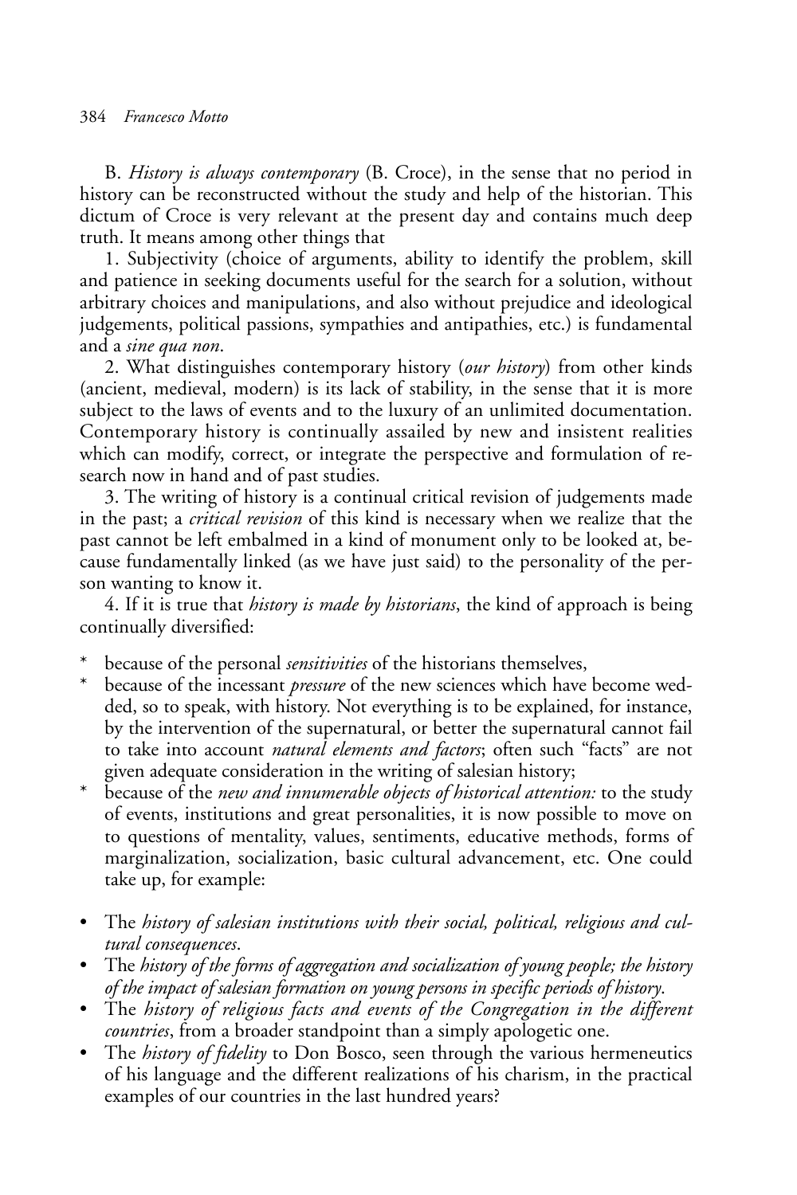B. *History is always contemporary* (B. Croce), in the sense that no period in history can be reconstructed without the study and help of the historian. This dictum of Croce is very relevant at the present day and contains much deep truth. It means among other things that

1. Subjectivity (choice of arguments, ability to identify the problem, skill and patience in seeking documents useful for the search for a solution, without arbitrary choices and manipulations, and also without prejudice and ideological judgements, political passions, sympathies and antipathies, etc.) is fundamental and a *sine qua non*.

2. What distinguishes contemporary history (*our history*) from other kinds (ancient, medieval, modern) is its lack of stability, in the sense that it is more subject to the laws of events and to the luxury of an unlimited documentation. Contemporary history is continually assailed by new and insistent realities which can modify, correct, or integrate the perspective and formulation of research now in hand and of past studies.

3. The writing of history is a continual critical revision of judgements made in the past; a *critical revision* of this kind is necessary when we realize that the past cannot be left embalmed in a kind of monument only to be looked at, because fundamentally linked (as we have just said) to the personality of the person wanting to know it.

4. If it is true that *history is made by historians*, the kind of approach is being continually diversified:

* because of the personal *sensitivities* of the historians themselves,
* because of the incessant *pressure* of the new sciences which have become wedded, so to speak, with history. Not everything is to be explained, for instance, by the intervention of the supernatural, or better the supernatural cannot fail to take into account *natural elements and factors*; often such "facts" are not given adequate consideration in the writing of salesian history;
* because of the *new and innumerable objects of historical attention:* to the study of events, institutions and great personalities, it is now possible to move on to questions of mentality, values, sentiments, educative methods, forms of marginalization, socialization, basic cultural advancement, etc. One could take up, for example:

- The *history of salesian institutions with their social, political, religious and cultural consequences*.
- The *history of the forms of aggregation and socialization of young people; the history of the impact of salesian formation on young persons in specific periods of history*.
- The *history of religious facts and events of the Congregation in the different countries*, from a broader standpoint than a simply apologetic one.
- The *history of fidelity* to Don Bosco, seen through the various hermeneutics of his language and the different realizations of his charism, in the practical examples of our countries in the last hundred years?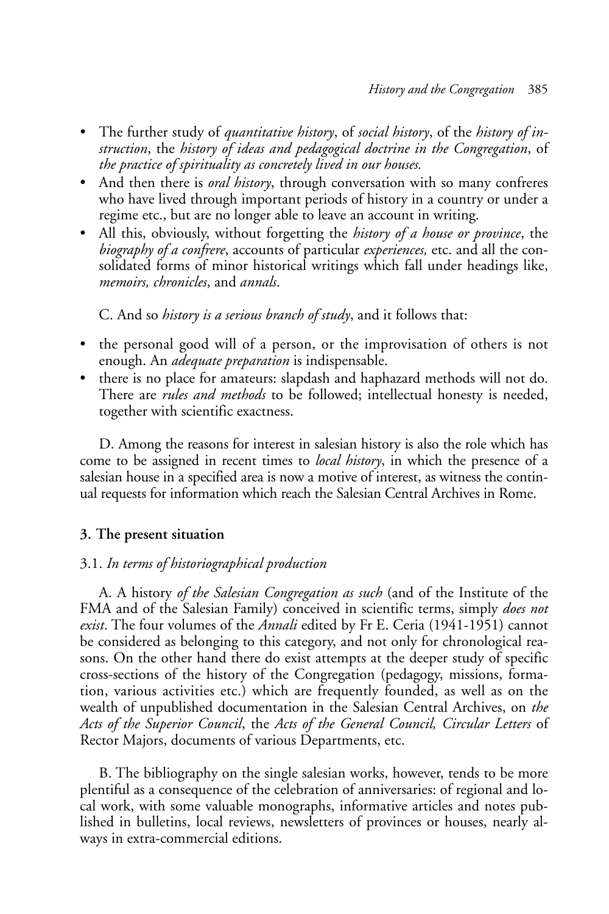- The further study of *quantitative history*, of *social history*, of the *history of instruction*, the *history of ideas and pedagogical doctrine in the Congregation*, of *the practice of spirituality as concretely lived in our houses.*
- And then there is *oral history*, through conversation with so many confreres who have lived through important periods of history in a country or under a regime etc., but are no longer able to leave an account in writing.
- All this, obviously, without forgetting the *history of a house or province*, the *biography of a confrere*, accounts of particular *experiences,* etc. and all the consolidated forms of minor historical writings which fall under headings like, *memoirs, chronicles*, and *annals*.

C. And so *history is a serious branch of study*, and it follows that:

- the personal good will of a person, or the improvisation of others is not enough. An *adequate preparation* is indispensable.
- there is no place for amateurs: slapdash and haphazard methods will not do. There are *rules and methods* to be followed; intellectual honesty is needed, together with scientific exactness.

D. Among the reasons for interest in salesian history is also the role which has come to be assigned in recent times to *local history*, in which the presence of a salesian house in a specified area is now a motive of interest, as witness the continual requests for information which reach the Salesian Central Archives in Rome.

## 3. The present situation

### 3.1. *In terms of historiographical production*

A. A history *of the Salesian Congregation as such* (and of the Institute of the FMA and of the Salesian Family) conceived in scientific terms, simply *does not exist*. The four volumes of the *Annali* edited by Fr E. Ceria (1941-1951) cannot be considered as belonging to this category, and not only for chronological reasons. On the other hand there do exist attempts at the deeper study of specific cross-sections of the history of the Congregation (pedagogy, missions, formation, various activities etc.) which are frequently founded, as well as on the wealth of unpublished documentation in the Salesian Central Archives, on *the Acts of the Superior Council*, the *Acts of the General Council, Circular Letters* of Rector Majors, documents of various Departments, etc.

B. The bibliography on the single salesian works, however, tends to be more plentiful as a consequence of the celebration of anniversaries: of regional and local work, with some valuable monographs, informative articles and notes published in bulletins, local reviews, newsletters of provinces or houses, nearly always in extra-commercial editions.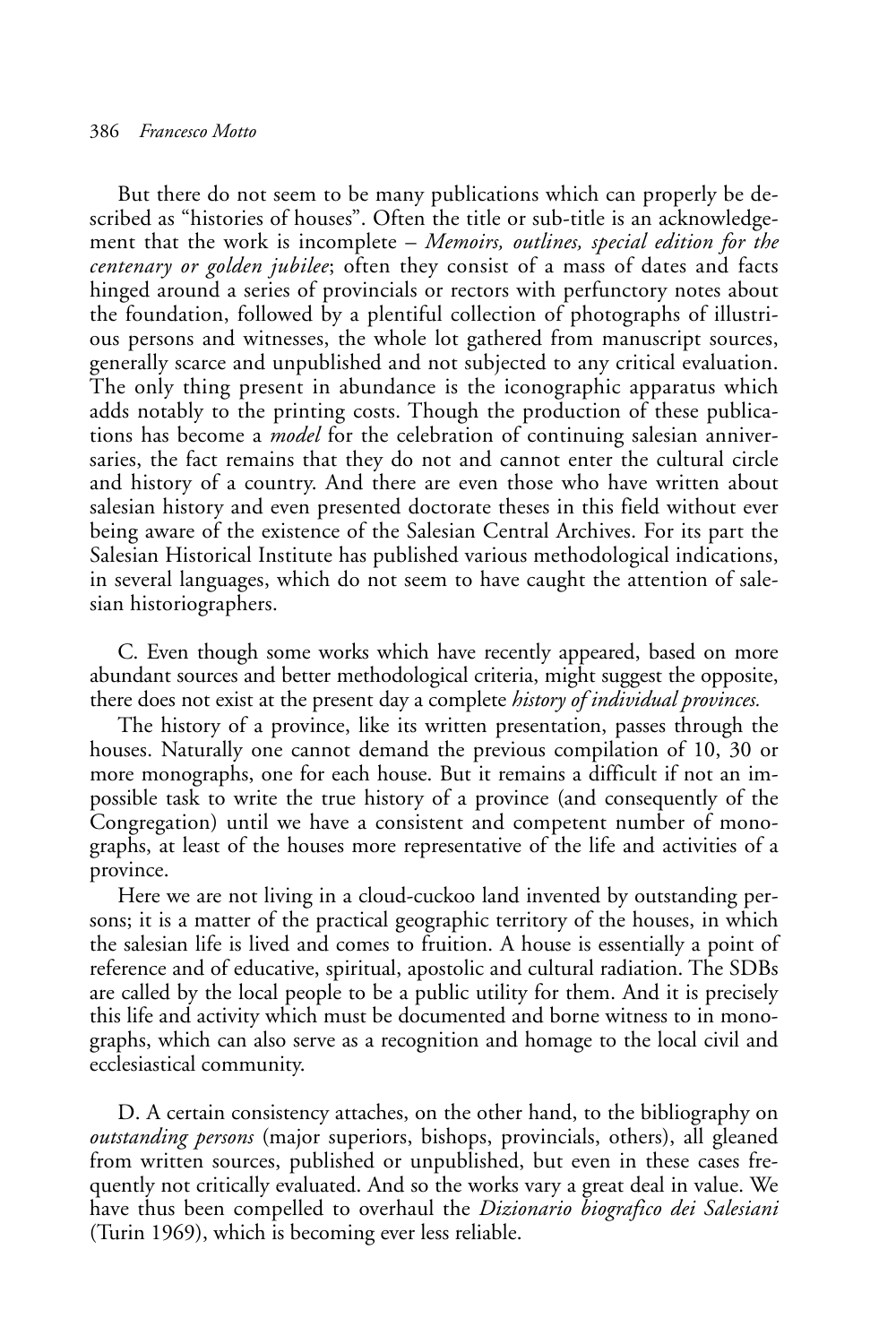But there do not seem to be many publications which can properly be described as "histories of houses". Often the title or sub-title is an acknowledgement that the work is incomplete – *Memoirs, outlines, special edition for the centenary or golden jubilee*; often they consist of a mass of dates and facts hinged around a series of provincials or rectors with perfunctory notes about the foundation, followed by a plentiful collection of photographs of illustrious persons and witnesses, the whole lot gathered from manuscript sources, generally scarce and unpublished and not subjected to any critical evaluation. The only thing present in abundance is the iconographic apparatus which adds notably to the printing costs. Though the production of these publications has become a *model* for the celebration of continuing salesian anniversaries, the fact remains that they do not and cannot enter the cultural circle and history of a country. And there are even those who have written about salesian history and even presented doctorate theses in this field without ever being aware of the existence of the Salesian Central Archives. For its part the Salesian Historical Institute has published various methodological indications, in several languages, which do not seem to have caught the attention of salesian historiographers.

C. Even though some works which have recently appeared, based on more abundant sources and better methodological criteria, might suggest the opposite, there does not exist at the present day a complete *history of individual provinces.*

The history of a province, like its written presentation, passes through the houses. Naturally one cannot demand the previous compilation of 10, 30 or more monographs, one for each house. But it remains a difficult if not an impossible task to write the true history of a province (and consequently of the Congregation) until we have a consistent and competent number of monographs, at least of the houses more representative of the life and activities of a province.

Here we are not living in a cloud-cuckoo land invented by outstanding persons; it is a matter of the practical geographic territory of the houses, in which the salesian life is lived and comes to fruition. A house is essentially a point of reference and of educative, spiritual, apostolic and cultural radiation. The SDBs are called by the local people to be a public utility for them. And it is precisely this life and activity which must be documented and borne witness to in monographs, which can also serve as a recognition and homage to the local civil and ecclesiastical community.

D. A certain consistency attaches, on the other hand, to the bibliography on *outstanding persons* (major superiors, bishops, provincials, others), all gleaned from written sources, published or unpublished, but even in these cases frequently not critically evaluated. And so the works vary a great deal in value. We have thus been compelled to overhaul the *Dizionario biografico dei Salesiani* (Turin 1969), which is becoming ever less reliable.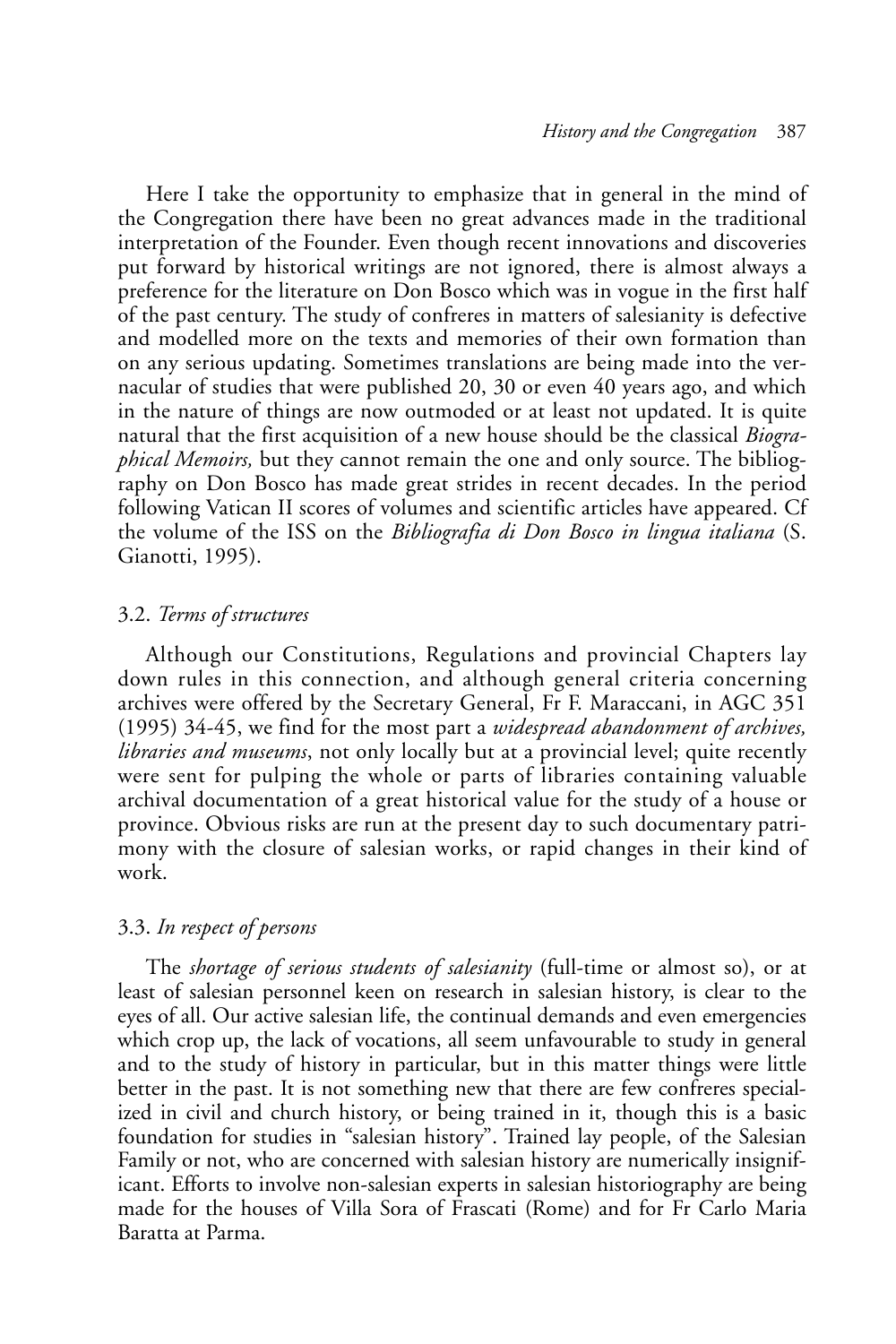Here I take the opportunity to emphasize that in general in the mind of the Congregation there have been no great advances made in the traditional interpretation of the Founder. Even though recent innovations and discoveries put forward by historical writings are not ignored, there is almost always a preference for the literature on Don Bosco which was in vogue in the first half of the past century. The study of confreres in matters of salesianity is defective and modelled more on the texts and memories of their own formation than on any serious updating. Sometimes translations are being made into the vernacular of studies that were published 20, 30 or even 40 years ago, and which in the nature of things are now outmoded or at least not updated. It is quite natural that the first acquisition of a new house should be the classical *Biographical Memoirs,* but they cannot remain the one and only source. The bibliography on Don Bosco has made great strides in recent decades. In the period following Vatican II scores of volumes and scientific articles have appeared. Cf the volume of the ISS on the *Bibliografia di Don Bosco in lingua italiana* (S. Gianotti, 1995).

### 3.2. *Terms of structures*

Although our Constitutions, Regulations and provincial Chapters lay down rules in this connection, and although general criteria concerning archives were offered by the Secretary General, Fr F. Maraccani, in AGC 351 (1995) 34-45, we find for the most part a *widespread abandonment of archives, libraries and museums*, not only locally but at a provincial level; quite recently were sent for pulping the whole or parts of libraries containing valuable archival documentation of a great historical value for the study of a house or province. Obvious risks are run at the present day to such documentary patrimony with the closure of salesian works, or rapid changes in their kind of work.

### 3.3. *In respect of persons*

The *shortage of serious students of salesianity* (full-time or almost so), or at least of salesian personnel keen on research in salesian history, is clear to the eyes of all. Our active salesian life, the continual demands and even emergencies which crop up, the lack of vocations, all seem unfavourable to study in general and to the study of history in particular, but in this matter things were little better in the past. It is not something new that there are few confreres specialized in civil and church history, or being trained in it, though this is a basic foundation for studies in "salesian history". Trained lay people, of the Salesian Family or not, who are concerned with salesian history are numerically insignificant. Efforts to involve non-salesian experts in salesian historiography are being made for the houses of Villa Sora of Frascati (Rome) and for Fr Carlo Maria Baratta at Parma.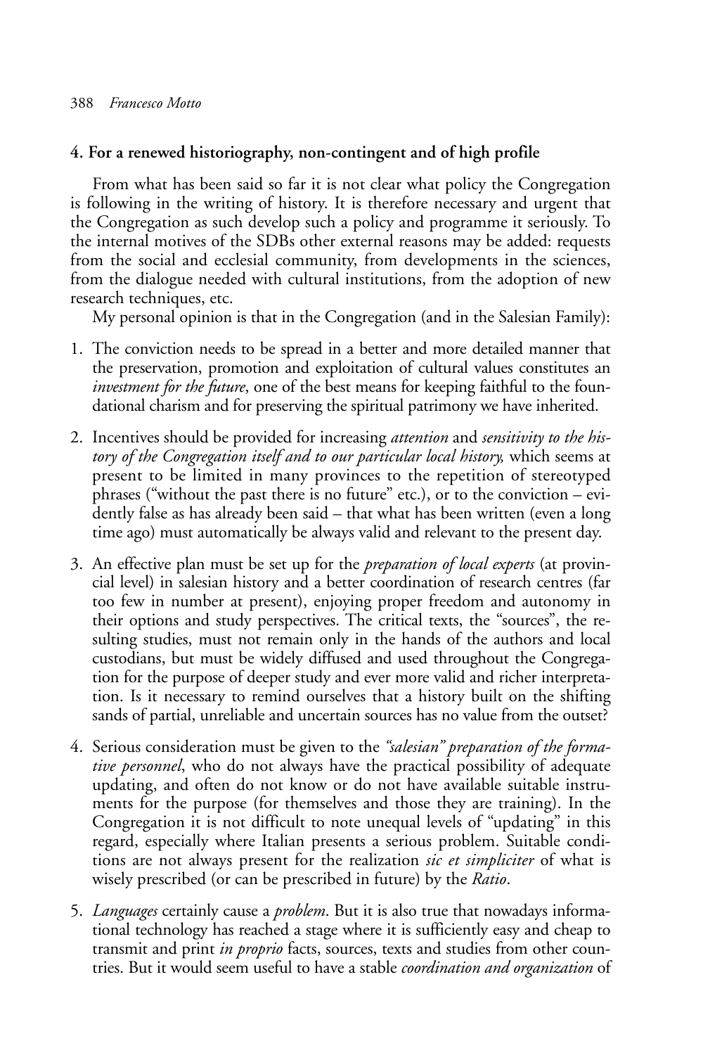## 4. For a renewed historiography, non-contingent and of high profile

From what has been said so far it is not clear what policy the Congregation is following in the writing of history. It is therefore necessary and urgent that the Congregation as such develop such a policy and programme it seriously. To the internal motives of the SDBs other external reasons may be added: requests from the social and ecclesial community, from developments in the sciences, from the dialogue needed with cultural institutions, from the adoption of new research techniques, etc.

My personal opinion is that in the Congregation (and in the Salesian Family):

1. The conviction needs to be spread in a better and more detailed manner that the preservation, promotion and exploitation of cultural values constitutes an *investment for the future*, one of the best means for keeping faithful to the foundational charism and for preserving the spiritual patrimony we have inherited.

2. Incentives should be provided for increasing *attention* and *sensitivity to the history of the Congregation itself and to our particular local history,* which seems at present to be limited in many provinces to the repetition of stereotyped phrases ("without the past there is no future" etc.), or to the conviction – evidently false as has already been said – that what has been written (even a long time ago) must automatically be always valid and relevant to the present day.

3. An effective plan must be set up for the *preparation of local experts* (at provincial level) in salesian history and a better coordination of research centres (far too few in number at present), enjoying proper freedom and autonomy in their options and study perspectives. The critical texts, the "sources", the resulting studies, must not remain only in the hands of the authors and local custodians, but must be widely diffused and used throughout the Congregation for the purpose of deeper study and ever more valid and richer interpretation. Is it necessary to remind ourselves that a history built on the shifting sands of partial, unreliable and uncertain sources has no value from the outset?

4. Serious consideration must be given to the *"salesian" preparation of the formative personnel*, who do not always have the practical possibility of adequate updating, and often do not know or do not have available suitable instruments for the purpose (for themselves and those they are training). In the Congregation it is not difficult to note unequal levels of "updating" in this regard, especially where Italian presents a serious problem. Suitable conditions are not always present for the realization *sic et simpliciter* of what is wisely prescribed (or can be prescribed in future) by the *Ratio*.

5. *Languages* certainly cause a *problem*. But it is also true that nowadays informational technology has reached a stage where it is sufficiently easy and cheap to transmit and print *in proprio* facts, sources, texts and studies from other countries. But it would seem useful to have a stable *coordination and organization* of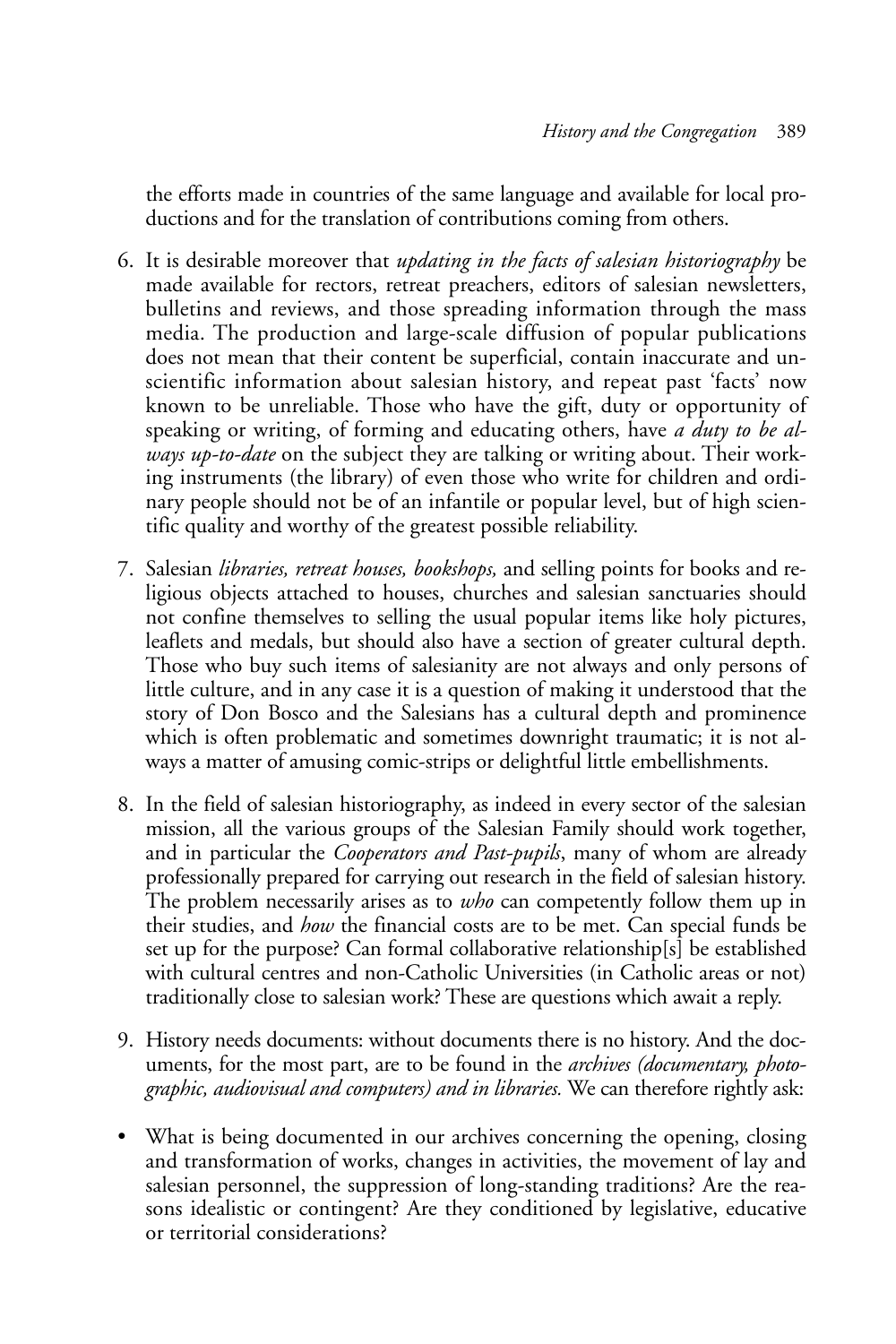the efforts made in countries of the same language and available for local productions and for the translation of contributions coming from others.

6. It is desirable moreover that *updating in the facts of salesian historiography* be made available for rectors, retreat preachers, editors of salesian newsletters, bulletins and reviews, and those spreading information through the mass media. The production and large-scale diffusion of popular publications does not mean that their content be superficial, contain inaccurate and unscientific information about salesian history, and repeat past 'facts' now known to be unreliable. Those who have the gift, duty or opportunity of speaking or writing, of forming and educating others, have *a duty to be always up-to-date* on the subject they are talking or writing about. Their working instruments (the library) of even those who write for children and ordinary people should not be of an infantile or popular level, but of high scientific quality and worthy of the greatest possible reliability.

7. Salesian *libraries, retreat houses, bookshops,* and selling points for books and religious objects attached to houses, churches and salesian sanctuaries should not confine themselves to selling the usual popular items like holy pictures, leaflets and medals, but should also have a section of greater cultural depth. Those who buy such items of salesianity are not always and only persons of little culture, and in any case it is a question of making it understood that the story of Don Bosco and the Salesians has a cultural depth and prominence which is often problematic and sometimes downright traumatic; it is not always a matter of amusing comic-strips or delightful little embellishments.

8. In the field of salesian historiography, as indeed in every sector of the salesian mission, all the various groups of the Salesian Family should work together, and in particular the *Cooperators and Past-pupils*, many of whom are already professionally prepared for carrying out research in the field of salesian history. The problem necessarily arises as to *who* can competently follow them up in their studies, and *how* the financial costs are to be met. Can special funds be set up for the purpose? Can formal collaborative relationship[s] be established with cultural centres and non-Catholic Universities (in Catholic areas or not) traditionally close to salesian work? These are questions which await a reply.

9. History needs documents: without documents there is no history. And the documents, for the most part, are to be found in the *archives (documentary, photographic, audiovisual and computers) and in libraries.* We can therefore rightly ask:

- What is being documented in our archives concerning the opening, closing and transformation of works, changes in activities, the movement of lay and salesian personnel, the suppression of long-standing traditions? Are the reasons idealistic or contingent? Are they conditioned by legislative, educative or territorial considerations?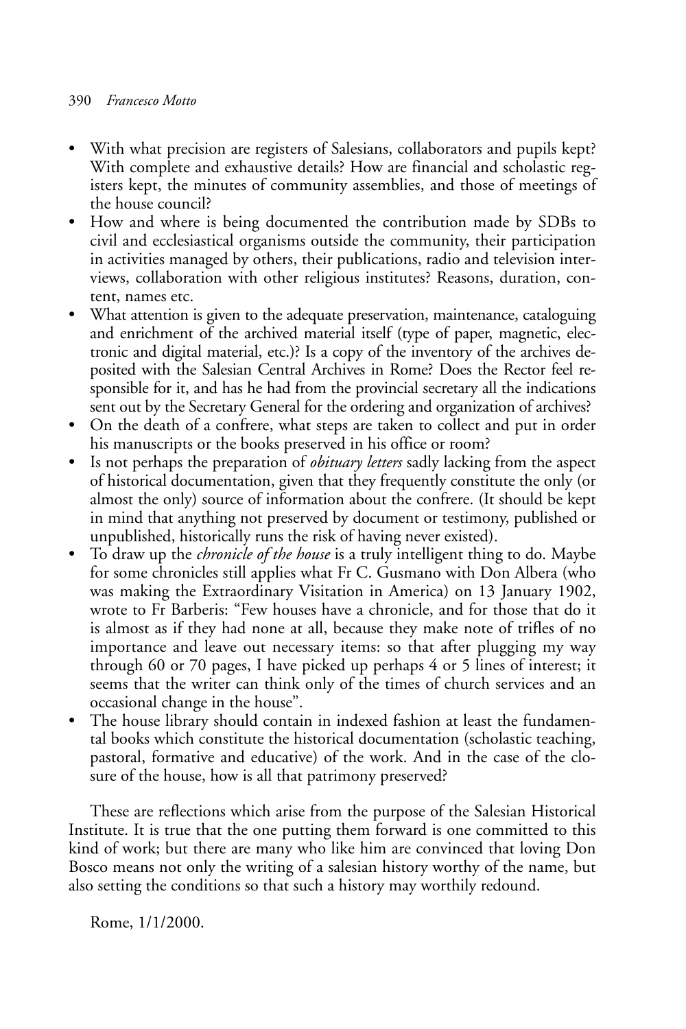- With what precision are registers of Salesians, collaborators and pupils kept? With complete and exhaustive details? How are financial and scholastic registers kept, the minutes of community assemblies, and those of meetings of the house council?
- How and where is being documented the contribution made by SDBs to civil and ecclesiastical organisms outside the community, their participation in activities managed by others, their publications, radio and television interviews, collaboration with other religious institutes? Reasons, duration, content, names etc.
- What attention is given to the adequate preservation, maintenance, cataloguing and enrichment of the archived material itself (type of paper, magnetic, electronic and digital material, etc.)? Is a copy of the inventory of the archives deposited with the Salesian Central Archives in Rome? Does the Rector feel responsible for it, and has he had from the provincial secretary all the indications sent out by the Secretary General for the ordering and organization of archives?
- On the death of a confrere, what steps are taken to collect and put in order his manuscripts or the books preserved in his office or room?
- Is not perhaps the preparation of *obituary letters* sadly lacking from the aspect of historical documentation, given that they frequently constitute the only (or almost the only) source of information about the confrere. (It should be kept in mind that anything not preserved by document or testimony, published or unpublished, historically runs the risk of having never existed).
- To draw up the *chronicle of the house* is a truly intelligent thing to do. Maybe for some chronicles still applies what Fr C. Gusmano with Don Albera (who was making the Extraordinary Visitation in America) on 13 January 1902, wrote to Fr Barberis: "Few houses have a chronicle, and for those that do it is almost as if they had none at all, because they make note of trifles of no importance and leave out necessary items: so that after plugging my way through 60 or 70 pages, I have picked up perhaps 4 or 5 lines of interest; it seems that the writer can think only of the times of church services and an occasional change in the house".
- The house library should contain in indexed fashion at least the fundamental books which constitute the historical documentation (scholastic teaching, pastoral, formative and educative) of the work. And in the case of the closure of the house, how is all that patrimony preserved?

These are reflections which arise from the purpose of the Salesian Historical Institute. It is true that the one putting them forward is one committed to this kind of work; but there are many who like him are convinced that loving Don Bosco means not only the writing of a salesian history worthy of the name, but also setting the conditions so that such a history may worthily redound.

Rome, 1/1/2000.